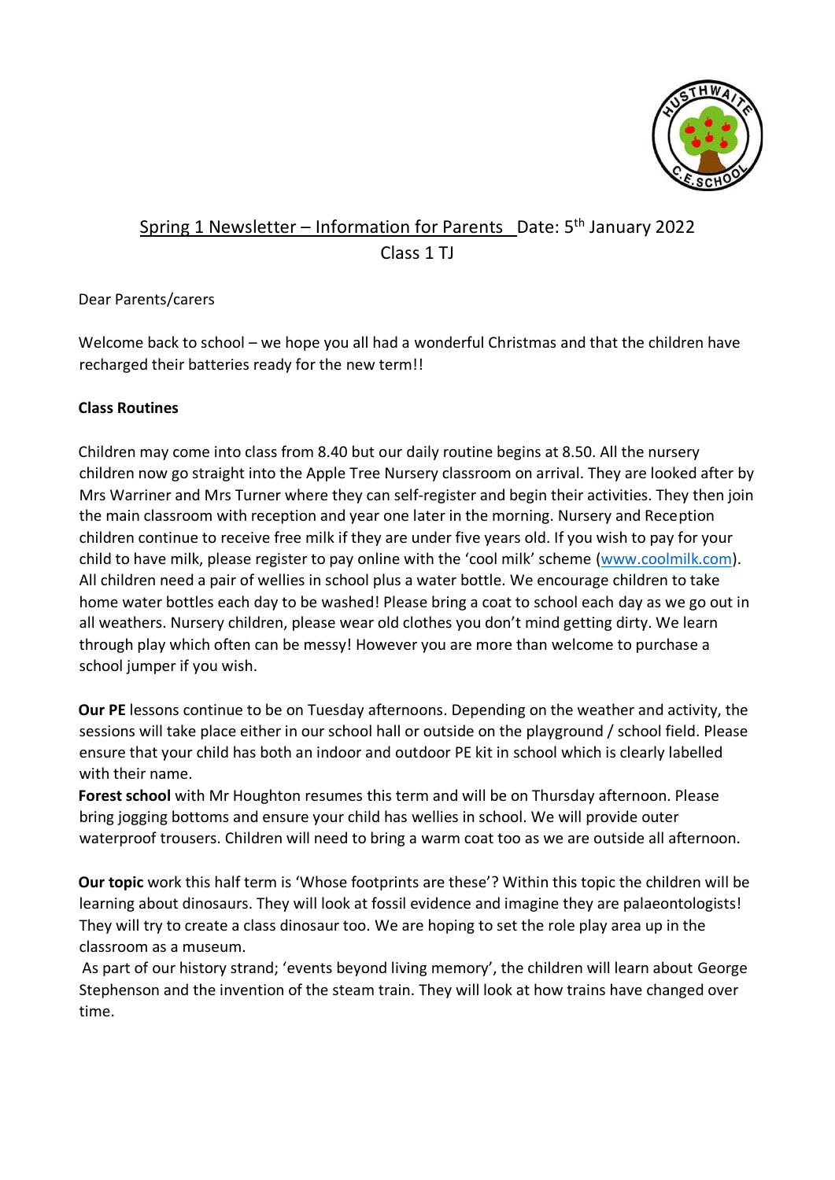Spring 1 Newsletter – Information for Parents   Date: 5th January 2022

Class 1 TJ

Dear Parents/carers

Welcome back to school – we hope you all had a wonderful Christmas and that the children have recharged their batteries ready for the new term!!

**Class Routines**

Children may come into class from 8.40 but our daily routine begins at 8.50. All the nursery children now go straight into the Apple Tree Nursery classroom on arrival. They are looked after by Mrs Warriner and Mrs Turner where they can self-register and begin their activities. They then join the main classroom with reception and year one later in the morning. Nursery and Reception children continue to receive free milk if they are under five years old. If you wish to pay for your child to have milk, please register to pay online with the 'cool milk' scheme (www.coolmilk.com). All children need a pair of wellies in school plus a water bottle. We encourage children to take home water bottles each day to be washed! Please bring a coat to school each day as we go out in all weathers. Nursery children, please wear old clothes you don't mind getting dirty. We learn through play which often can be messy! However you are more than welcome to purchase a school jumper if you wish.

**Our PE** lessons continue to be on Tuesday afternoons. Depending on the weather and activity, the sessions will take place either in our school hall or outside on the playground / school field. Please ensure that your child has both an indoor and outdoor PE kit in school which is clearly labelled with their name.

**Forest school** with Mr Houghton resumes this term and will be on Thursday afternoon. Please bring jogging bottoms and ensure your child has wellies in school. We will provide outer waterproof trousers. Children will need to bring a warm coat too as we are outside all afternoon.

**Our topic** work this half term is 'Whose footprints are these'? Within this topic the children will be learning about dinosaurs. They will look at fossil evidence and imagine they are palaeontologists! They will try to create a class dinosaur too. We are hoping to set the role play area up in the classroom as a museum.

As part of our history strand; 'events beyond living memory', the children will learn about George Stephenson and the invention of the steam train. They will look at how trains have changed over time.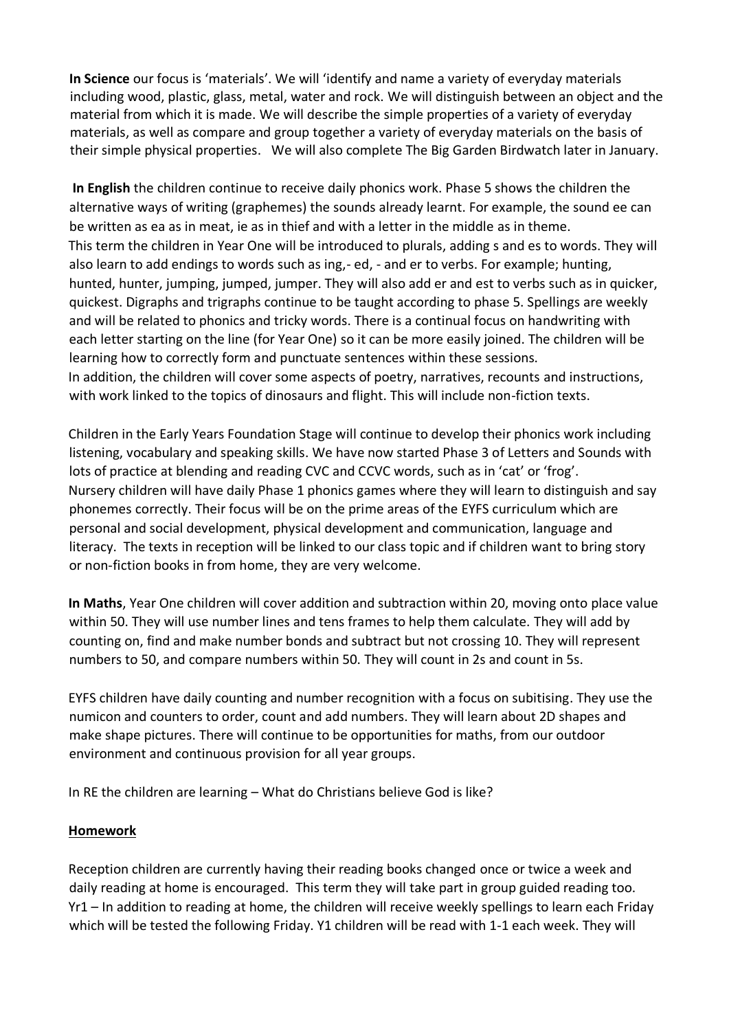**In Science** our focus is 'materials'. We will 'identify and name a variety of everyday materials including wood, plastic, glass, metal, water and rock. We will distinguish between an object and the material from which it is made. We will describe the simple properties of a variety of everyday materials, as well as compare and group together a variety of everyday materials on the basis of their simple physical properties. We will also complete The Big Garden Birdwatch later in January.

**In English** the children continue to receive daily phonics work. Phase 5 shows the children the alternative ways of writing (graphemes) the sounds already learnt. For example, the sound ee can be written as ea as in meat, ie as in thief and with a letter in the middle as in theme.
This term the children in Year One will be introduced to plurals, adding s and es to words. They will also learn to add endings to words such as ing,- ed, - and er to verbs. For example; hunting, hunted, hunter, jumping, jumped, jumper. They will also add er and est to verbs such as in quicker, quickest. Digraphs and trigraphs continue to be taught according to phase 5. Spellings are weekly and will be related to phonics and tricky words. There is a continual focus on handwriting with each letter starting on the line (for Year One) so it can be more easily joined. The children will be learning how to correctly form and punctuate sentences within these sessions.
In addition, the children will cover some aspects of poetry, narratives, recounts and instructions, with work linked to the topics of dinosaurs and flight. This will include non-fiction texts.

Children in the Early Years Foundation Stage will continue to develop their phonics work including listening, vocabulary and speaking skills. We have now started Phase 3 of Letters and Sounds with lots of practice at blending and reading CVC and CCVC words, such as in 'cat' or 'frog'.
Nursery children will have daily Phase 1 phonics games where they will learn to distinguish and say phonemes correctly. Their focus will be on the prime areas of the EYFS curriculum which are personal and social development, physical development and communication, language and literacy. The texts in reception will be linked to our class topic and if children want to bring story or non-fiction books in from home, they are very welcome.

**In Maths**, Year One children will cover addition and subtraction within 20, moving onto place value within 50. They will use number lines and tens frames to help them calculate. They will add by counting on, find and make number bonds and subtract but not crossing 10. They will represent numbers to 50, and compare numbers within 50. They will count in 2s and count in 5s.

EYFS children have daily counting and number recognition with a focus on subitising. They use the numicon and counters to order, count and add numbers. They will learn about 2D shapes and make shape pictures. There will continue to be opportunities for maths, from our outdoor environment and continuous provision for all year groups.

In RE the children are learning – What do Christians believe God is like?

**Homework**

Reception children are currently having their reading books changed once or twice a week and daily reading at home is encouraged. This term they will take part in group guided reading too.
Yr1 – In addition to reading at home, the children will receive weekly spellings to learn each Friday which will be tested the following Friday. Y1 children will be read with 1-1 each week. They will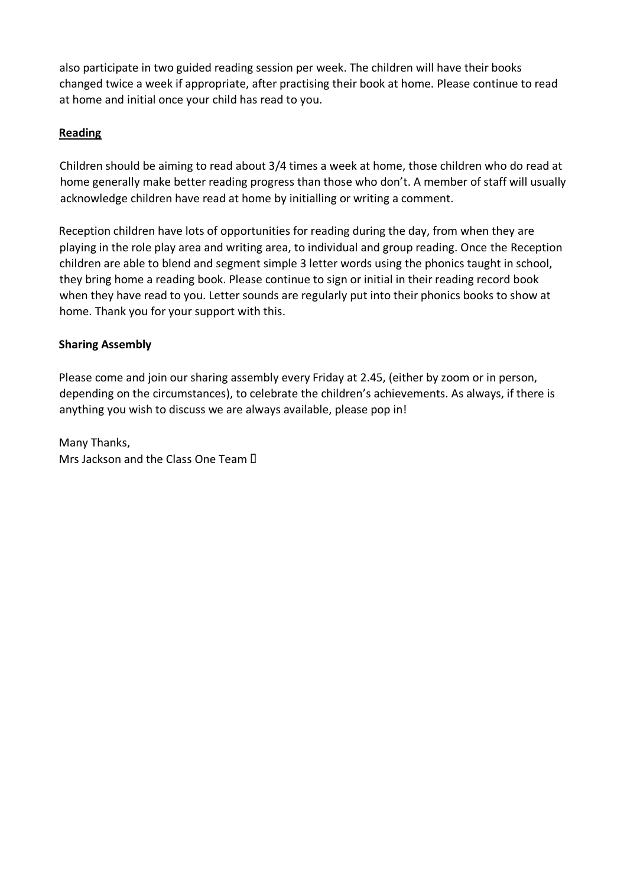also participate in two guided reading session per week. The children will have their books changed twice a week if appropriate, after practising their book at home. Please continue to read at home and initial once your child has read to you.

**Reading**

Children should be aiming to read about 3/4 times a week at home, those children who do read at home generally make better reading progress than those who don't. A member of staff will usually acknowledge children have read at home by initialling or writing a comment.

Reception children have lots of opportunities for reading during the day, from when they are playing in the role play area and writing area, to individual and group reading. Once the Reception children are able to blend and segment simple 3 letter words using the phonics taught in school, they bring home a reading book. Please continue to sign or initial in their reading record book when they have read to you. Letter sounds are regularly put into their phonics books to show at home. Thank you for your support with this.

**Sharing Assembly**

Please come and join our sharing assembly every Friday at 2.45, (either by zoom or in person, depending on the circumstances), to celebrate the children's achievements. As always, if there is anything you wish to discuss we are always available, please pop in!

Many Thanks,
Mrs Jackson and the Class One Team